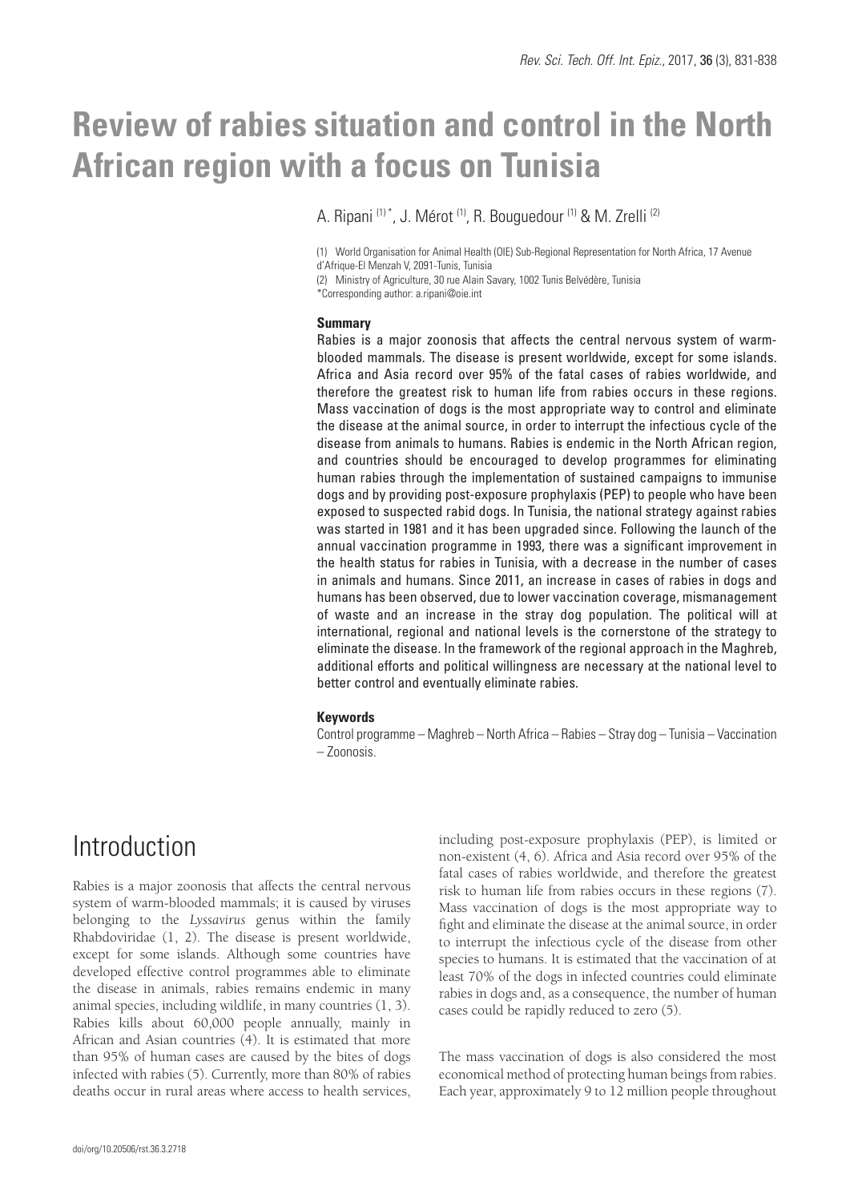# Review of rabies situation and control in the North African region with a focus on Tunisia

A. Ripani [1]*, J. Mérot [1], R. Bouguedour [1] & M. Zrelli [2]

(1) World Organisation for Animal Health (OIE) Sub-Regional Representation for North Africa, 17 Avenue d'Afrique-El Menzah V, 2091-Tunis, Tunisia

(2) Ministry of Agriculture, 30 rue Alain Savary, 1002 Tunis Belvédère, Tunisia

*Corresponding author: a.ripani@oie.int

### Summary

Rabies is a major zoonosis that affects the central nervous system of warm-blooded mammals. The disease is present worldwide, except for some islands. Africa and Asia record over 95% of the fatal cases of rabies worldwide, and therefore the greatest risk to human life from rabies occurs in these regions. Mass vaccination of dogs is the most appropriate way to control and eliminate the disease at the animal source, in order to interrupt the infectious cycle of the disease from animals to humans. Rabies is endemic in the North African region, and countries should be encouraged to develop programmes for eliminating human rabies through the implementation of sustained campaigns to immunise dogs and by providing post-exposure prophylaxis (PEP) to people who have been exposed to suspected rabid dogs. In Tunisia, the national strategy against rabies was started in 1981 and it has been upgraded since. Following the launch of the annual vaccination programme in 1993, there was a significant improvement in the health status for rabies in Tunisia, with a decrease in the number of cases in animals and humans. Since 2011, an increase in cases of rabies in dogs and humans has been observed, due to lower vaccination coverage, mismanagement of waste and an increase in the stray dog population. The political will at international, regional and national levels is the cornerstone of the strategy to eliminate the disease. In the framework of the regional approach in the Maghreb, additional efforts and political willingness are necessary at the national level to better control and eventually eliminate rabies.

### Keywords

Control programme – Maghreb – North Africa – Rabies – Stray dog – Tunisia – Vaccination – Zoonosis.

## Introduction

Rabies is a major zoonosis that affects the central nervous system of warm-blooded mammals; it is caused by viruses belonging to the *Lyssavirus* genus within the family Rhabdoviridae (1, 2). The disease is present worldwide, except for some islands. Although some countries have developed effective control programmes able to eliminate the disease in animals, rabies remains endemic in many animal species, including wildlife, in many countries (1, 3). Rabies kills about 60,000 people annually, mainly in African and Asian countries (4). It is estimated that more than 95% of human cases are caused by the bites of dogs infected with rabies (5). Currently, more than 80% of rabies deaths occur in rural areas where access to health services, including post-exposure prophylaxis (PEP), is limited or non-existent (4, 6). Africa and Asia record over 95% of the fatal cases of rabies worldwide, and therefore the greatest risk to human life from rabies occurs in these regions (7). Mass vaccination of dogs is the most appropriate way to fight and eliminate the disease at the animal source, in order to interrupt the infectious cycle of the disease from other species to humans. It is estimated that the vaccination of at least 70% of the dogs in infected countries could eliminate rabies in dogs and, as a consequence, the number of human cases could be rapidly reduced to zero (5).

The mass vaccination of dogs is also considered the most economical method of protecting human beings from rabies. Each year, approximately 9 to 12 million people throughout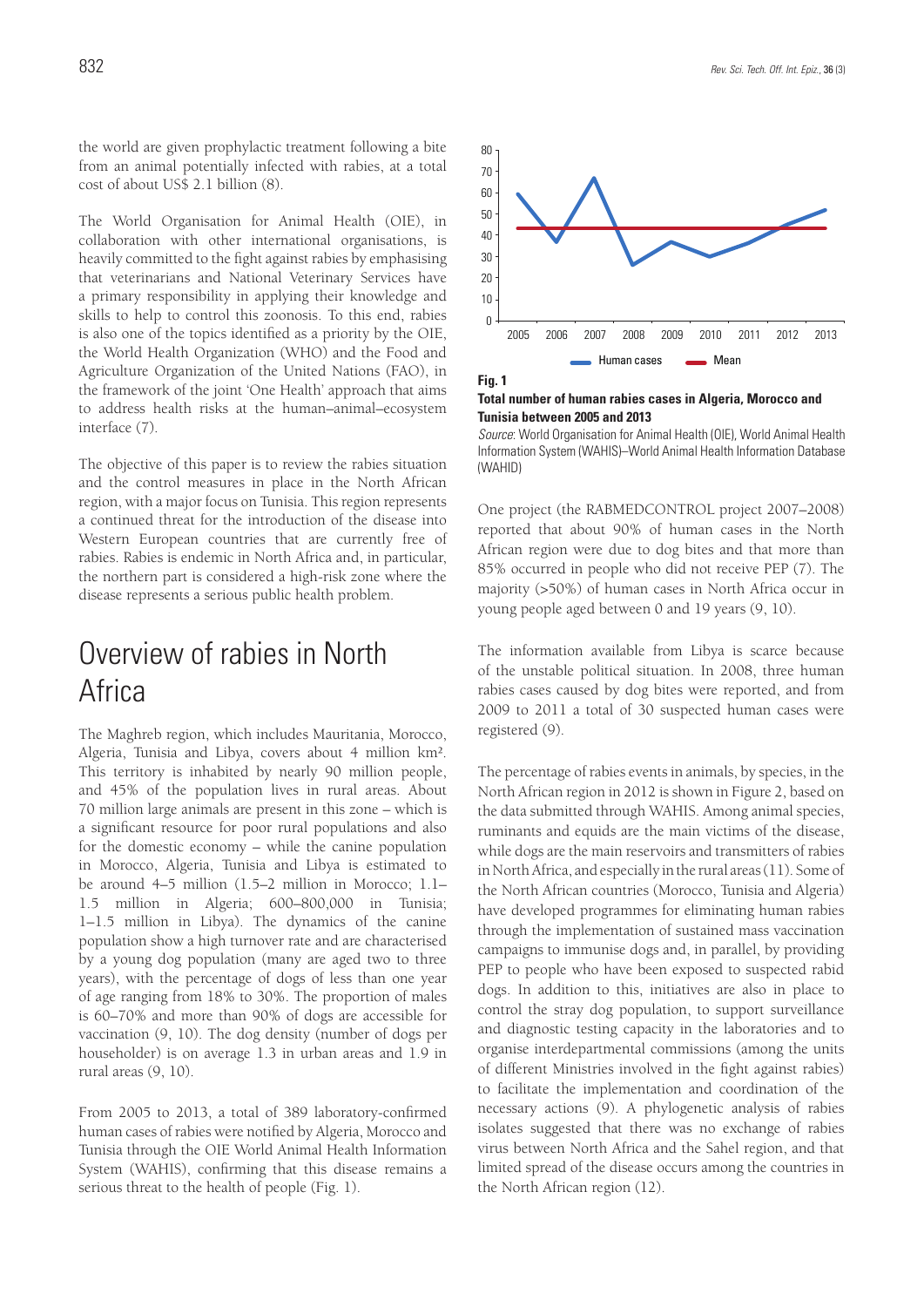the world are given prophylactic treatment following a bite from an animal potentially infected with rabies, at a total cost of about US$ 2.1 billion (8).

The World Organisation for Animal Health (OIE), in collaboration with other international organisations, is heavily committed to the fight against rabies by emphasising that veterinarians and National Veterinary Services have a primary responsibility in applying their knowledge and skills to help to control this zoonosis. To this end, rabies is also one of the topics identified as a priority by the OIE, the World Health Organization (WHO) and the Food and Agriculture Organization of the United Nations (FAO), in the framework of the joint 'One Health' approach that aims to address health risks at the human–animal–ecosystem interface (7).

The objective of this paper is to review the rabies situation and the control measures in place in the North African region, with a major focus on Tunisia. This region represents a continued threat for the introduction of the disease into Western European countries that are currently free of rabies. Rabies is endemic in North Africa and, in particular, the northern part is considered a high-risk zone where the disease represents a serious public health problem.

# Overview of rabies in North Africa

The Maghreb region, which includes Mauritania, Morocco, Algeria, Tunisia and Libya, covers about 4 million km². This territory is inhabited by nearly 90 million people, and 45% of the population lives in rural areas. About 70 million large animals are present in this zone – which is a significant resource for poor rural populations and also for the domestic economy – while the canine population in Morocco, Algeria, Tunisia and Libya is estimated to be around 4–5 million (1.5–2 million in Morocco; 1.1–1.5 million in Algeria; 600–800,000 in Tunisia; 1–1.5 million in Libya). The dynamics of the canine population show a high turnover rate and are characterised by a young dog population (many are aged two to three years), with the percentage of dogs of less than one year of age ranging from 18% to 30%. The proportion of males is 60–70% and more than 90% of dogs are accessible for vaccination (9, 10). The dog density (number of dogs per householder) is on average 1.3 in urban areas and 1.9 in rural areas (9, 10).

From 2005 to 2013, a total of 389 laboratory-confirmed human cases of rabies were notified by Algeria, Morocco and Tunisia through the OIE World Animal Health Information System (WAHIS), confirming that this disease remains a serious threat to the health of people (Fig. 1).

**Fig. 1**
**Total number of human rabies cases in Algeria, Morocco and Tunisia between 2005 and 2013**
*Source*: World Organisation for Animal Health (OIE), World Animal Health Information System (WAHIS)–World Animal Health Information Database (WAHID)

One project (the RABMEDCONTROL project 2007–2008) reported that about 90% of human cases in the North African region were due to dog bites and that more than 85% occurred in people who did not receive PEP (7). The majority (>50%) of human cases in North Africa occur in young people aged between 0 and 19 years (9, 10).

The information available from Libya is scarce because of the unstable political situation. In 2008, three human rabies cases caused by dog bites were reported, and from 2009 to 2011 a total of 30 suspected human cases were registered (9).

The percentage of rabies events in animals, by species, in the North African region in 2012 is shown in Figure 2, based on the data submitted through WAHIS. Among animal species, ruminants and equids are the main victims of the disease, while dogs are the main reservoirs and transmitters of rabies in North Africa, and especially in the rural areas (11). Some of the North African countries (Morocco, Tunisia and Algeria) have developed programmes for eliminating human rabies through the implementation of sustained mass vaccination campaigns to immunise dogs and, in parallel, by providing PEP to people who have been exposed to suspected rabid dogs. In addition to this, initiatives are also in place to control the stray dog population, to support surveillance and diagnostic testing capacity in the laboratories and to organise interdepartmental commissions (among the units of different Ministries involved in the fight against rabies) to facilitate the implementation and coordination of the necessary actions (9). A phylogenetic analysis of rabies isolates suggested that there was no exchange of rabies virus between North Africa and the Sahel region, and that limited spread of the disease occurs among the countries in the North African region (12).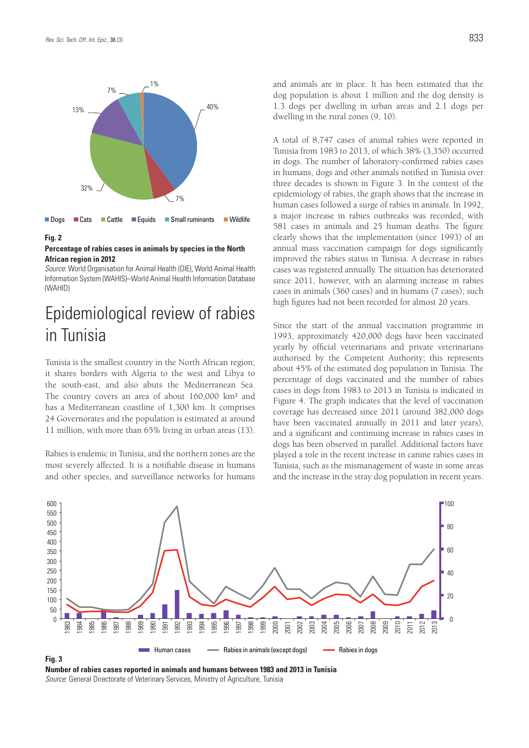**Fig. 2**

**Percentage of rabies cases in animals by species in the North African region in 2012**

*Source*: World Organisation for Animal Health (OIE), World Animal Health Information System (WAHIS)–World Animal Health Information Database (WAHID)

# Epidemiological review of rabies in Tunisia

Tunisia is the smallest country in the North African region; it shares borders with Algeria to the west and Libya to the south-east, and also abuts the Mediterranean Sea. The country covers an area of about 160,000 km² and has a Mediterranean coastline of 1,300 km. It comprises 24 Governorates and the population is estimated at around 11 million, with more than 65% living in urban areas (13).

Rabies is endemic in Tunisia, and the northern zones are the most severely affected. It is a notifiable disease in humans and other species, and surveillance networks for humans and animals are in place. It has been estimated that the dog population is about 1 million and the dog density is 1.3 dogs per dwelling in urban areas and 2.1 dogs per dwelling in the rural zones (9, 10).

A total of 8,747 cases of animal rabies were reported in Tunisia from 1983 to 2013, of which 38% (3,350) occurred in dogs. The number of laboratory-confirmed rabies cases in humans, dogs and other animals notified in Tunisia over three decades is shown in Figure 3. In the context of the epidemiology of rabies, the graph shows that the increase in human cases followed a surge of rabies in animals. In 1992, a major increase in rabies outbreaks was recorded, with 581 cases in animals and 25 human deaths. The figure clearly shows that the implementation (since 1993) of an annual mass vaccination campaign for dogs significantly improved the rabies status in Tunisia. A decrease in rabies cases was registered annually. The situation has deteriorated since 2011, however, with an alarming increase in rabies cases in animals (360 cases) and in humans (7 cases); such high figures had not been recorded for almost 20 years.

Since the start of the annual vaccination programme in 1993, approximately 420,000 dogs have been vaccinated yearly by official veterinarians and private veterinarians authorised by the Competent Authority; this represents about 45% of the estimated dog population in Tunisia. The percentage of dogs vaccinated and the number of rabies cases in dogs from 1983 to 2013 in Tunisia is indicated in Figure 4. The graph indicates that the level of vaccination coverage has decreased since 2011 (around 382,000 dogs have been vaccinated annually in 2011 and later years), and a significant and continuing increase in rabies cases in dogs has been observed in parallel. Additional factors have played a role in the recent increase in canine rabies cases in Tunisia, such as the mismanagement of waste in some areas and the increase in the stray dog population in recent years.

**Fig. 3**

**Number of rabies cases reported in animals and humans between 1983 and 2013 in Tunisia**

*Source*: General Directorate of Veterinary Services, Ministry of Agriculture, Tunisia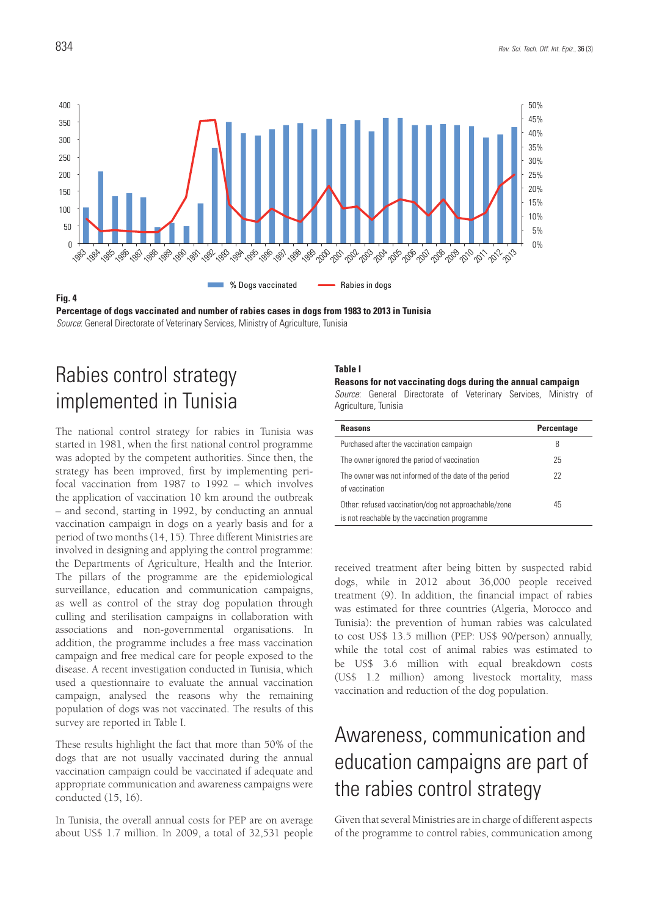**Fig. 4**
**Percentage of dogs vaccinated and number of rabies cases in dogs from 1983 to 2013 in Tunisia**
*Source*: General Directorate of Veterinary Services, Ministry of Agriculture, Tunisia

## Rabies control strategy implemented in Tunisia

The national control strategy for rabies in Tunisia was started in 1981, when the first national control programme was adopted by the competent authorities. Since then, the strategy has been improved, first by implementing perifocal vaccination from 1987 to 1992 – which involves the application of vaccination 10 km around the outbreak – and second, starting in 1992, by conducting an annual vaccination campaign in dogs on a yearly basis and for a period of two months (14, 15). Three different Ministries are involved in designing and applying the control programme: the Departments of Agriculture, Health and the Interior. The pillars of the programme are the epidemiological surveillance, education and communication campaigns, as well as control of the stray dog population through culling and sterilisation campaigns in collaboration with associations and non-governmental organisations. In addition, the programme includes a free mass vaccination campaign and free medical care for people exposed to the disease. A recent investigation conducted in Tunisia, which used a questionnaire to evaluate the annual vaccination campaign, analysed the reasons why the remaining population of dogs was not vaccinated. The results of this survey are reported in Table I.

These results highlight the fact that more than 50% of the dogs that are not usually vaccinated during the annual vaccination campaign could be vaccinated if adequate and appropriate communication and awareness campaigns were conducted (15, 16).

In Tunisia, the overall annual costs for PEP are on average about US$ 1.7 million. In 2009, a total of 32,531 people received treatment after being bitten by suspected rabid dogs, while in 2012 about 36,000 people received treatment (9). In addition, the financial impact of rabies was estimated for three countries (Algeria, Morocco and Tunisia): the prevention of human rabies was calculated to cost US$ 13.5 million (PEP: US$ 90/person) annually, while the total cost of animal rabies was estimated to be US$ 3.6 million with equal breakdown costs (US$ 1.2 million) among livestock mortality, mass vaccination and reduction of the dog population.

**Table I**
**Reasons for not vaccinating dogs during the annual campaign**
*Source*: General Directorate of Veterinary Services, Ministry of Agriculture, Tunisia

| Reasons | Percentage |
|---|---|
| Purchased after the vaccination campaign | 8 |
| The owner ignored the period of vaccination | 25 |
| The owner was not informed of the date of the period of vaccination | 22 |
| Other: refused vaccination/dog not approachable/zone is not reachable by the vaccination programme | 45 |

## Awareness, communication and education campaigns are part of the rabies control strategy

Given that several Ministries are in charge of different aspects of the programme to control rabies, communication among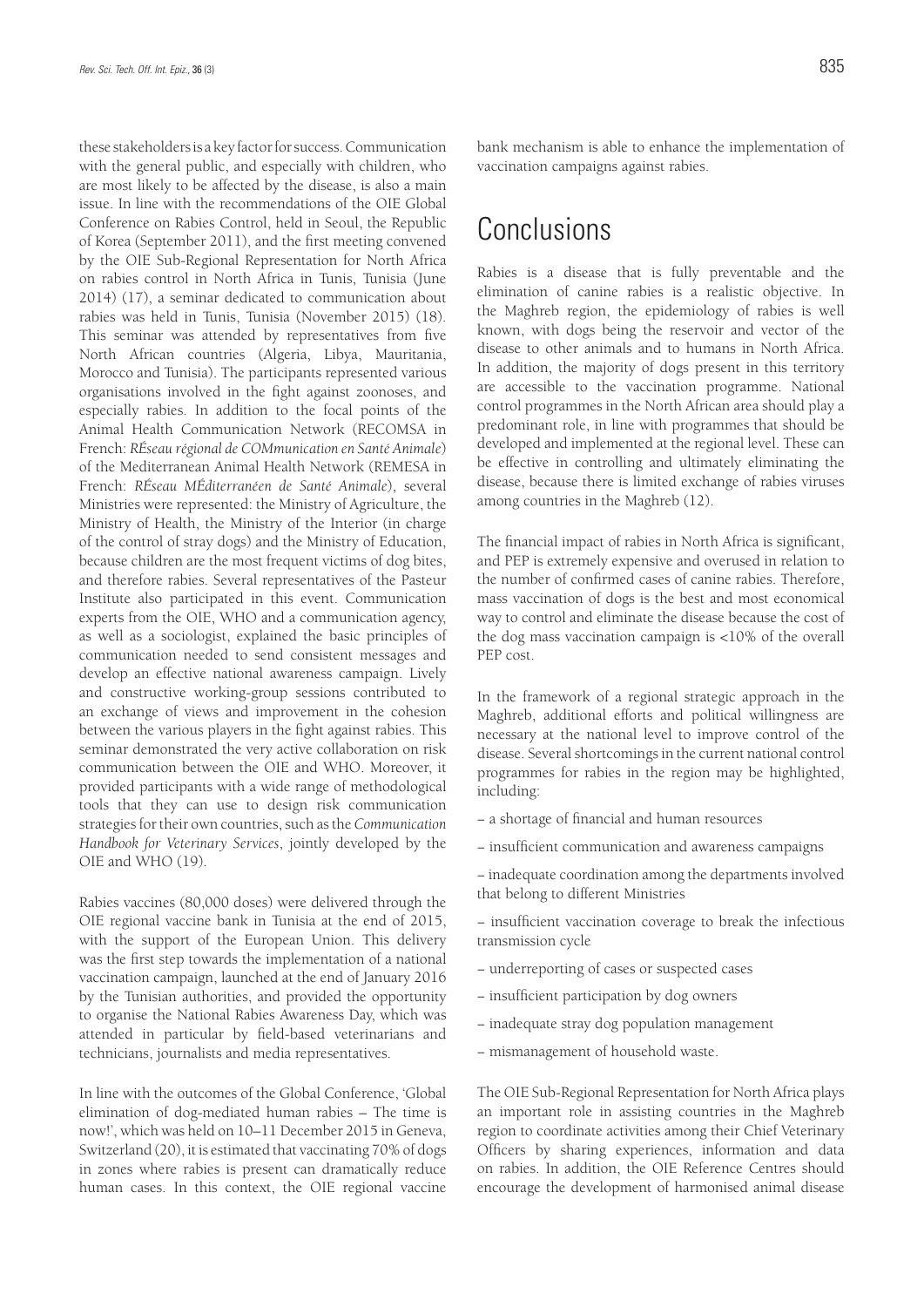these stakeholders is a key factor for success. Communication with the general public, and especially with children, who are most likely to be affected by the disease, is also a main issue. In line with the recommendations of the OIE Global Conference on Rabies Control, held in Seoul, the Republic of Korea (September 2011), and the first meeting convened by the OIE Sub-Regional Representation for North Africa on rabies control in North Africa in Tunis, Tunisia (June 2014) (17), a seminar dedicated to communication about rabies was held in Tunis, Tunisia (November 2015) (18). This seminar was attended by representatives from five North African countries (Algeria, Libya, Mauritania, Morocco and Tunisia). The participants represented various organisations involved in the fight against zoonoses, and especially rabies. In addition to the focal points of the Animal Health Communication Network (RECOMSA in French: *RÉseau régional de COMmunication en Santé Animale*) of the Mediterranean Animal Health Network (REMESA in French: *RÉseau MÉditerranéen de Santé Animale*), several Ministries were represented: the Ministry of Agriculture, the Ministry of Health, the Ministry of the Interior (in charge of the control of stray dogs) and the Ministry of Education, because children are the most frequent victims of dog bites, and therefore rabies. Several representatives of the Pasteur Institute also participated in this event. Communication experts from the OIE, WHO and a communication agency, as well as a sociologist, explained the basic principles of communication needed to send consistent messages and develop an effective national awareness campaign. Lively and constructive working-group sessions contributed to an exchange of views and improvement in the cohesion between the various players in the fight against rabies. This seminar demonstrated the very active collaboration on risk communication between the OIE and WHO. Moreover, it provided participants with a wide range of methodological tools that they can use to design risk communication strategies for their own countries, such as the *Communication Handbook for Veterinary Services*, jointly developed by the OIE and WHO (19).

Rabies vaccines (80,000 doses) were delivered through the OIE regional vaccine bank in Tunisia at the end of 2015, with the support of the European Union. This delivery was the first step towards the implementation of a national vaccination campaign, launched at the end of January 2016 by the Tunisian authorities, and provided the opportunity to organise the National Rabies Awareness Day, which was attended in particular by field-based veterinarians and technicians, journalists and media representatives.

In line with the outcomes of the Global Conference, 'Global elimination of dog-mediated human rabies – The time is now!', which was held on 10–11 December 2015 in Geneva, Switzerland (20), it is estimated that vaccinating 70% of dogs in zones where rabies is present can dramatically reduce human cases. In this context, the OIE regional vaccine bank mechanism is able to enhance the implementation of vaccination campaigns against rabies.

# Conclusions

Rabies is a disease that is fully preventable and the elimination of canine rabies is a realistic objective. In the Maghreb region, the epidemiology of rabies is well known, with dogs being the reservoir and vector of the disease to other animals and to humans in North Africa. In addition, the majority of dogs present in this territory are accessible to the vaccination programme. National control programmes in the North African area should play a predominant role, in line with programmes that should be developed and implemented at the regional level. These can be effective in controlling and ultimately eliminating the disease, because there is limited exchange of rabies viruses among countries in the Maghreb (12).

The financial impact of rabies in North Africa is significant, and PEP is extremely expensive and overused in relation to the number of confirmed cases of canine rabies. Therefore, mass vaccination of dogs is the best and most economical way to control and eliminate the disease because the cost of the dog mass vaccination campaign is <10% of the overall PEP cost.

In the framework of a regional strategic approach in the Maghreb, additional efforts and political willingness are necessary at the national level to improve control of the disease. Several shortcomings in the current national control programmes for rabies in the region may be highlighted, including:

– a shortage of financial and human resources

– insufficient communication and awareness campaigns

– inadequate coordination among the departments involved that belong to different Ministries

– insufficient vaccination coverage to break the infectious transmission cycle

– underreporting of cases or suspected cases

– insufficient participation by dog owners

– inadequate stray dog population management

– mismanagement of household waste.

The OIE Sub-Regional Representation for North Africa plays an important role in assisting countries in the Maghreb region to coordinate activities among their Chief Veterinary Officers by sharing experiences, information and data on rabies. In addition, the OIE Reference Centres should encourage the development of harmonised animal disease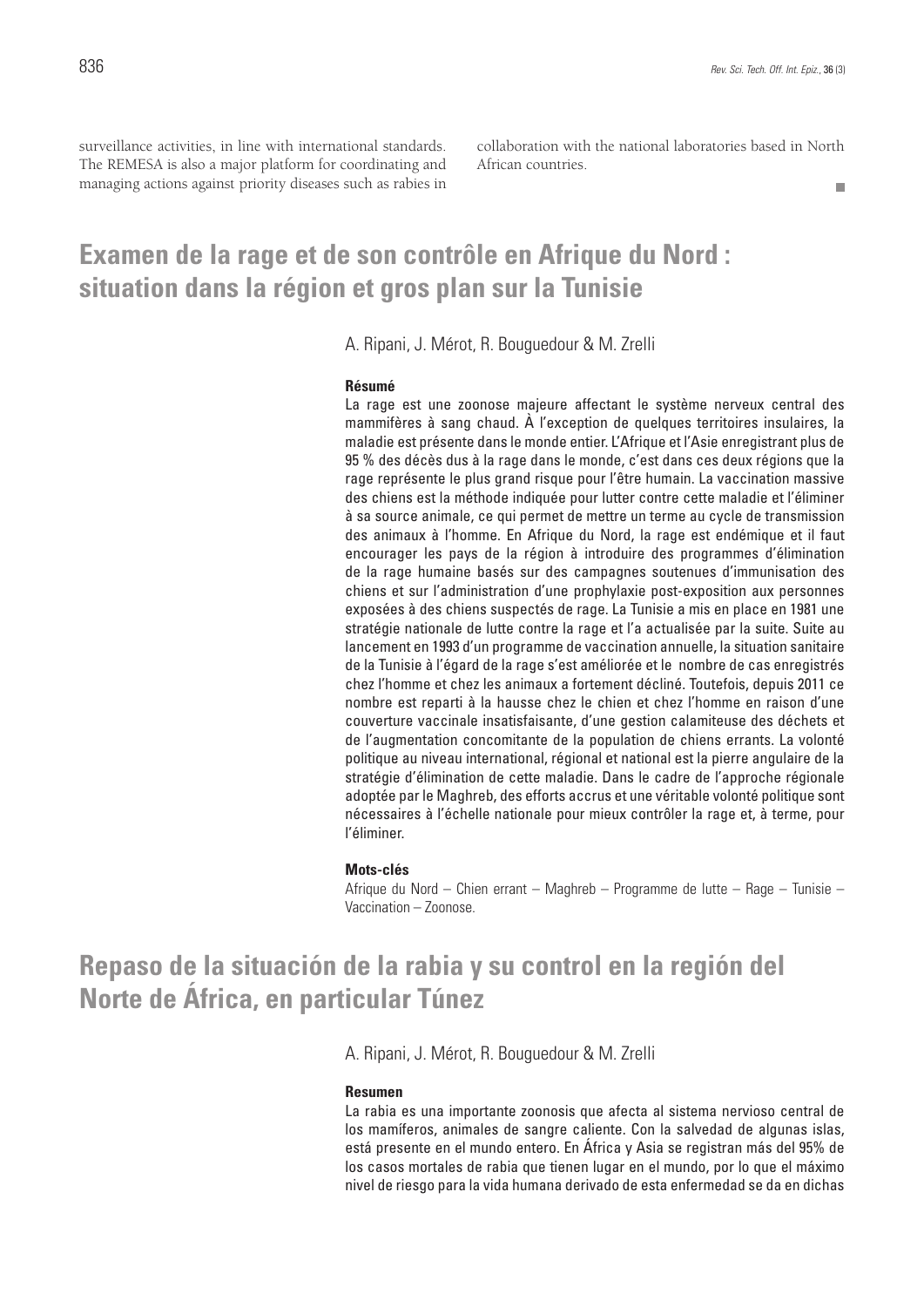surveillance activities, in line with international standards. The REMESA is also a major platform for coordinating and managing actions against priority diseases such as rabies in collaboration with the national laboratories based in North African countries.

# Examen de la rage et de son contrôle en Afrique du Nord : situation dans la région et gros plan sur la Tunisie

A. Ripani, J. Mérot, R. Bouguedour & M. Zrelli

**Résumé**

La rage est une zoonose majeure affectant le système nerveux central des mammifères à sang chaud. À l'exception de quelques territoires insulaires, la maladie est présente dans le monde entier. L'Afrique et l'Asie enregistrant plus de 95 % des décès dus à la rage dans le monde, c'est dans ces deux régions que la rage représente le plus grand risque pour l'être humain. La vaccination massive des chiens est la méthode indiquée pour lutter contre cette maladie et l'éliminer à sa source animale, ce qui permet de mettre un terme au cycle de transmission des animaux à l'homme. En Afrique du Nord, la rage est endémique et il faut encourager les pays de la région à introduire des programmes d'élimination de la rage humaine basés sur des campagnes soutenues d'immunisation des chiens et sur l'administration d'une prophylaxie post-exposition aux personnes exposées à des chiens suspectés de rage. La Tunisie a mis en place en 1981 une stratégie nationale de lutte contre la rage et l'a actualisée par la suite. Suite au lancement en 1993 d'un programme de vaccination annuelle, la situation sanitaire de la Tunisie à l'égard de la rage s'est améliorée et le nombre de cas enregistrés chez l'homme et chez les animaux a fortement décliné. Toutefois, depuis 2011 ce nombre est reparti à la hausse chez le chien et chez l'homme en raison d'une couverture vaccinale insatisfaisante, d'une gestion calamiteuse des déchets et de l'augmentation concomitante de la population de chiens errants. La volonté politique au niveau international, régional et national est la pierre angulaire de la stratégie d'élimination de cette maladie. Dans le cadre de l'approche régionale adoptée par le Maghreb, des efforts accrus et une véritable volonté politique sont nécessaires à l'échelle nationale pour mieux contrôler la rage et, à terme, pour l'éliminer.

**Mots-clés**

Afrique du Nord – Chien errant – Maghreb – Programme de lutte – Rage – Tunisie – Vaccination – Zoonose.

# Repaso de la situación de la rabia y su control en la región del Norte de África, en particular Túnez

A. Ripani, J. Mérot, R. Bouguedour & M. Zrelli

**Resumen**

La rabia es una importante zoonosis que afecta al sistema nervioso central de los mamíferos, animales de sangre caliente. Con la salvedad de algunas islas, está presente en el mundo entero. En África y Asia se registran más del 95% de los casos mortales de rabia que tienen lugar en el mundo, por lo que el máximo nivel de riesgo para la vida humana derivado de esta enfermedad se da en dichas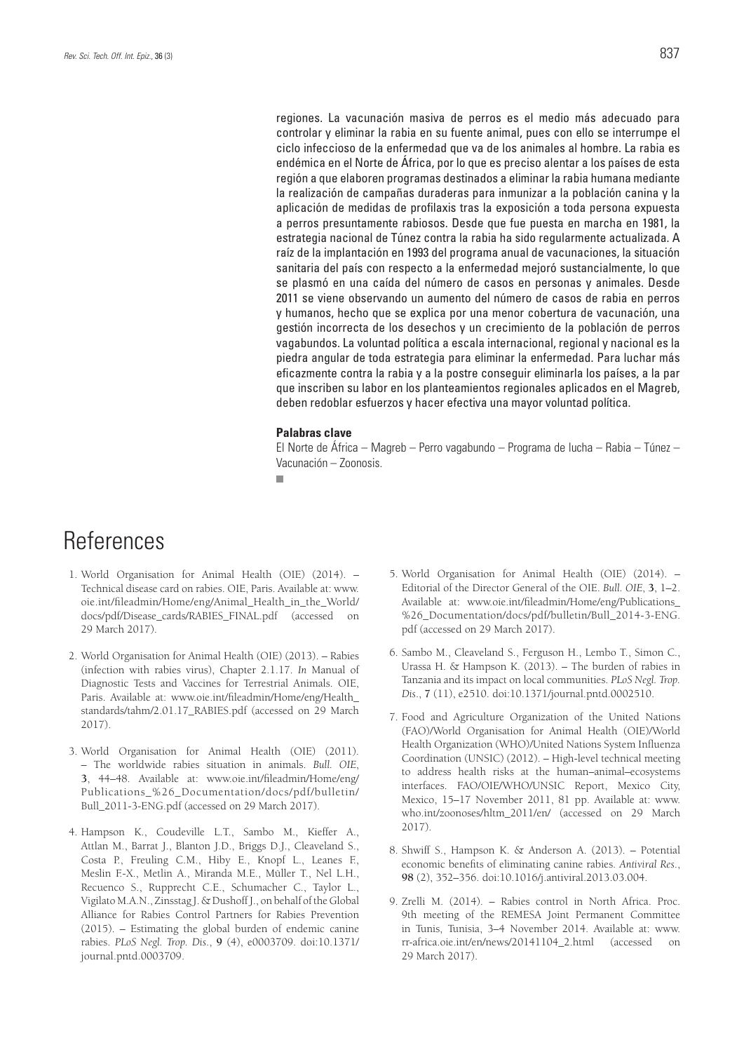regiones. La vacunación masiva de perros es el medio más adecuado para controlar y eliminar la rabia en su fuente animal, pues con ello se interrumpe el ciclo infeccioso de la enfermedad que va de los animales al hombre. La rabia es endémica en el Norte de África, por lo que es preciso alentar a los países de esta región a que elaboren programas destinados a eliminar la rabia humana mediante la realización de campañas duraderas para inmunizar a la población canina y la aplicación de medidas de profilaxis tras la exposición a toda persona expuesta a perros presuntamente rabiosos. Desde que fue puesta en marcha en 1981, la estrategia nacional de Túnez contra la rabia ha sido regularmente actualizada. A raíz de la implantación en 1993 del programa anual de vacunaciones, la situación sanitaria del país con respecto a la enfermedad mejoró sustancialmente, lo que se plasmó en una caída del número de casos en personas y animales. Desde 2011 se viene observando un aumento del número de casos de rabia en perros y humanos, hecho que se explica por una menor cobertura de vacunación, una gestión incorrecta de los desechos y un crecimiento de la población de perros vagabundos. La voluntad política a escala internacional, regional y nacional es la piedra angular de toda estrategia para eliminar la enfermedad. Para luchar más eficazmente contra la rabia y a la postre conseguir eliminarla los países, a la par que inscriben su labor en los planteamientos regionales aplicados en el Magreb, deben redoblar esfuerzos y hacer efectiva una mayor voluntad política.

**Palabras clave**

El Norte de África – Magreb – Perro vagabundo – Programa de lucha – Rabia – Túnez – Vacunación – Zoonosis.

# References

1. World Organisation for Animal Health (OIE) (2014). – Technical disease card on rabies. OIE, Paris. Available at: www.oie.int/fileadmin/Home/eng/Animal_Health_in_the_World/docs/pdf/Disease_cards/RABIES_FINAL.pdf (accessed on 29 March 2017).

2. World Organisation for Animal Health (OIE) (2013). – Rabies (infection with rabies virus), Chapter 2.1.17. *In* Manual of Diagnostic Tests and Vaccines for Terrestrial Animals. OIE, Paris. Available at: www.oie.int/fileadmin/Home/eng/Health_standards/tahm/2.01.17_RABIES.pdf (accessed on 29 March 2017).

3. World Organisation for Animal Health (OIE) (2011). – The worldwide rabies situation in animals. *Bull. OIE*, **3**, 44–48. Available at: www.oie.int/fileadmin/Home/eng/Publications_%26_Documentation/docs/pdf/bulletin/Bull_2011-3-ENG.pdf (accessed on 29 March 2017).

4. Hampson K., Coudeville L.T., Sambo M., Kieffer A., Attlan M., Barrat J., Blanton J.D., Briggs D.J., Cleaveland S., Costa P., Freuling C.M., Hiby E., Knopf L., Leanes F., Meslin F.-X., Metlin A., Miranda M.E., Müller T., Nel L.H., Recuenco S., Rupprecht C.E., Schumacher C., Taylor L., Vigilato M.A.N., Zinsstag J. & Dushoff J., on behalf of the Global Alliance for Rabies Control Partners for Rabies Prevention (2015). – Estimating the global burden of endemic canine rabies. *PLoS Negl. Trop. Dis.*, **9** (4), e0003709. doi:10.1371/journal.pntd.0003709.

5. World Organisation for Animal Health (OIE) (2014). – Editorial of the Director General of the OIE. *Bull. OIE*, **3**, 1–2. Available at: www.oie.int/fileadmin/Home/eng/Publications_%26_Documentation/docs/pdf/bulletin/Bull_2014-3-ENG.pdf (accessed on 29 March 2017).

6. Sambo M., Cleaveland S., Ferguson H., Lembo T., Simon C., Urassa H. & Hampson K. (2013). – The burden of rabies in Tanzania and its impact on local communities. *PLoS Negl. Trop. Dis.*, **7** (11), e2510. doi:10.1371/journal.pntd.0002510.

7. Food and Agriculture Organization of the United Nations (FAO)/World Organisation for Animal Health (OIE)/World Health Organization (WHO)/United Nations System Influenza Coordination (UNSIC) (2012). – High-level technical meeting to address health risks at the human–animal–ecosystems interfaces. FAO/OIE/WHO/UNSIC Report, Mexico City, Mexico, 15–17 November 2011, 81 pp. Available at: www.who.int/zoonoses/hltm_2011/en/ (accessed on 29 March 2017).

8. Shwiff S., Hampson K. & Anderson A. (2013). – Potential economic benefits of eliminating canine rabies. *Antiviral Res.*, **98** (2), 352–356. doi:10.1016/j.antiviral.2013.03.004.

9. Zrelli M. (2014). – Rabies control in North Africa. Proc. 9th meeting of the REMESA Joint Permanent Committee in Tunis, Tunisia, 3–4 November 2014. Available at: www.rr-africa.oie.int/en/news/20141104_2.html (accessed on 29 March 2017).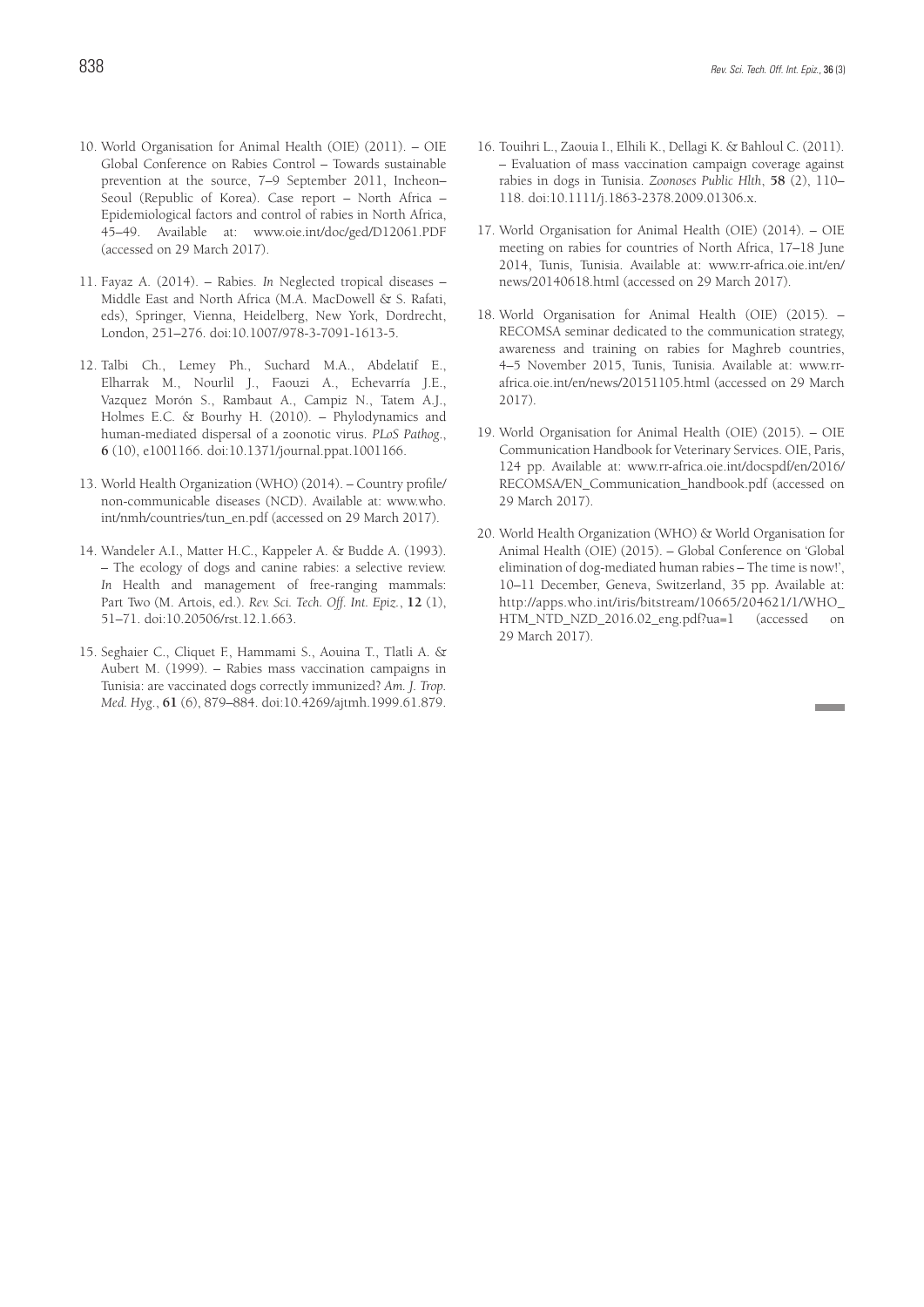10. World Organisation for Animal Health (OIE) (2011). – OIE Global Conference on Rabies Control – Towards sustainable prevention at the source, 7–9 September 2011, Incheon–Seoul (Republic of Korea). Case report – North Africa – Epidemiological factors and control of rabies in North Africa, 45–49. Available at: www.oie.int/doc/ged/D12061.PDF (accessed on 29 March 2017).

11. Fayaz A. (2014). – Rabies. *In* Neglected tropical diseases – Middle East and North Africa (M.A. MacDowell & S. Rafati, eds), Springer, Vienna, Heidelberg, New York, Dordrecht, London, 251–276. doi:10.1007/978-3-7091-1613-5.

12. Talbi Ch., Lemey Ph., Suchard M.A., Abdelatif E., Elharrak M., Nourlil J., Faouzi A., Echevarría J.E., Vazquez Morón S., Rambaut A., Campiz N., Tatem A.J., Holmes E.C. & Bourhy H. (2010). – Phylodynamics and human-mediated dispersal of a zoonotic virus. *PLoS Pathog.*, **6** (10), e1001166. doi:10.1371/journal.ppat.1001166.

13. World Health Organization (WHO) (2014). – Country profile/non-communicable diseases (NCD). Available at: www.who.int/nmh/countries/tun_en.pdf (accessed on 29 March 2017).

14. Wandeler A.I., Matter H.C., Kappeler A. & Budde A. (1993). – The ecology of dogs and canine rabies: a selective review. *In* Health and management of free-ranging mammals: Part Two (M. Artois, ed.). *Rev. Sci. Tech. Off. Int. Epiz.*, **12** (1), 51–71. doi:10.20506/rst.12.1.663.

15. Seghaier C., Cliquet F., Hammami S., Aouina T., Tlatli A. & Aubert M. (1999). – Rabies mass vaccination campaigns in Tunisia: are vaccinated dogs correctly immunized? *Am. J. Trop. Med. Hyg.*, **61** (6), 879–884. doi:10.4269/ajtmh.1999.61.879.

16. Touihri L., Zaouia I., Elhili K., Dellagi K. & Bahloul C. (2011). – Evaluation of mass vaccination campaign coverage against rabies in dogs in Tunisia. *Zoonoses Public Hlth*, **58** (2), 110–118. doi:10.1111/j.1863-2378.2009.01306.x.

17. World Organisation for Animal Health (OIE) (2014). – OIE meeting on rabies for countries of North Africa, 17–18 June 2014, Tunis, Tunisia. Available at: www.rr-africa.oie.int/en/news/20140618.html (accessed on 29 March 2017).

18. World Organisation for Animal Health (OIE) (2015). – RECOMSA seminar dedicated to the communication strategy, awareness and training on rabies for Maghreb countries, 4–5 November 2015, Tunis, Tunisia. Available at: www.rr-africa.oie.int/en/news/20151105.html (accessed on 29 March 2017).

19. World Organisation for Animal Health (OIE) (2015). – OIE Communication Handbook for Veterinary Services. OIE, Paris, 124 pp. Available at: www.rr-africa.oie.int/docspdf/en/2016/RECOMSA/EN_Communication_handbook.pdf (accessed on 29 March 2017).

20. World Health Organization (WHO) & World Organisation for Animal Health (OIE) (2015). – Global Conference on 'Global elimination of dog-mediated human rabies – The time is now!', 10–11 December, Geneva, Switzerland, 35 pp. Available at: http://apps.who.int/iris/bitstream/10665/204621/1/WHO_HTM_NTD_NZD_2016.02_eng.pdf?ua=1 (accessed on 29 March 2017).